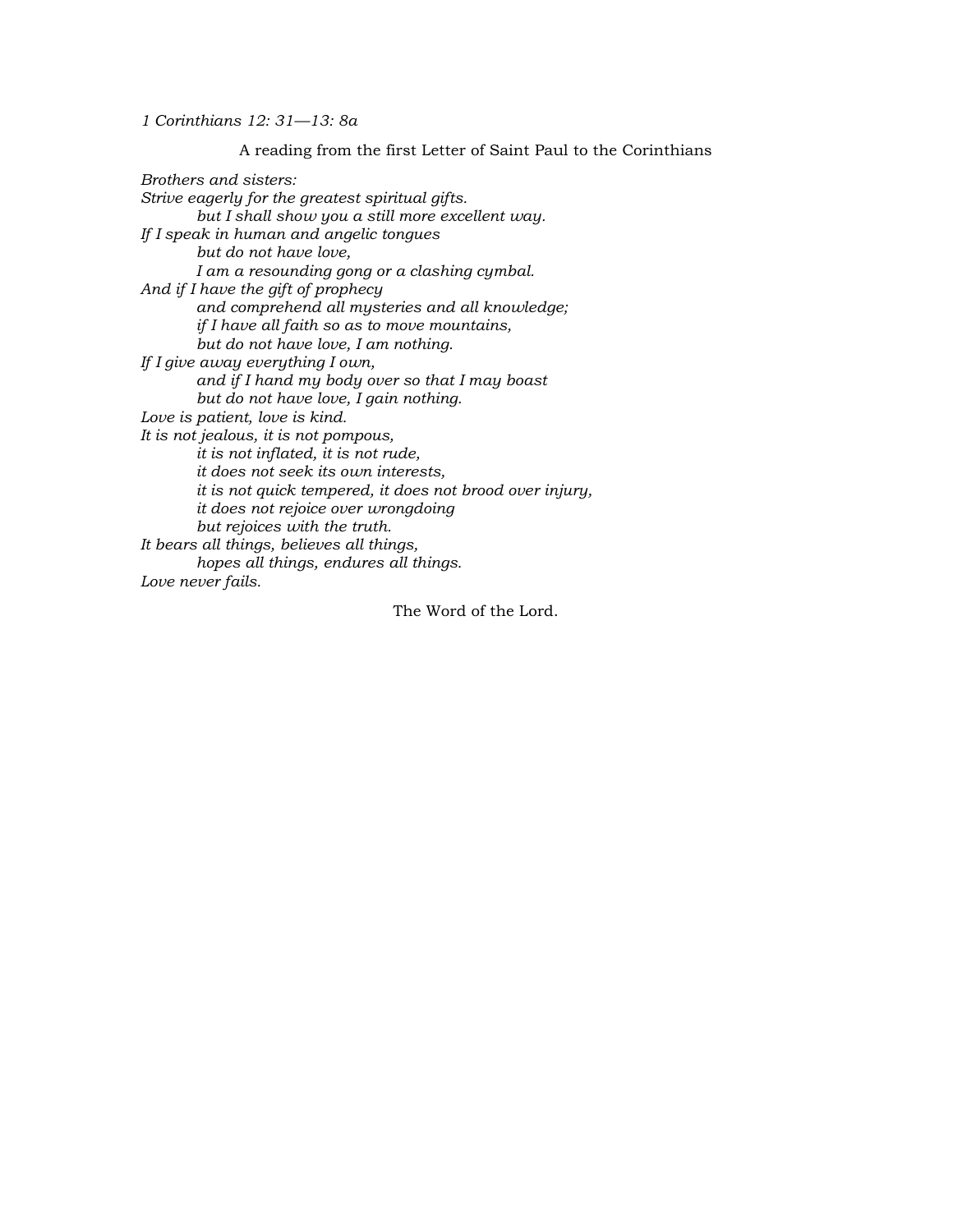*1 Corinthians 12: 31—13: 8a*

A reading from the first Letter of Saint Paul to the Corinthians

*Brothers and sisters:*
*Strive eagerly for the greatest spiritual gifts.*
*but I shall show you a still more excellent way.*
*If I speak in human and angelic tongues*
*but do not have love,*
*I am a resounding gong or a clashing cymbal.*
*And if I have the gift of prophecy*
*and comprehend all mysteries and all knowledge;*
*if I have all faith so as to move mountains,*
*but do not have love, I am nothing.*
*If I give away everything I own,*
*and if I hand my body over so that I may boast*
*but do not have love, I gain nothing.*
*Love is patient, love is kind.*
*It is not jealous, it is not pompous,*
*it is not inflated, it is not rude,*
*it does not seek its own interests,*
*it is not quick tempered, it does not brood over injury,*
*it does not rejoice over wrongdoing*
*but rejoices with the truth.*
*It bears all things, believes all things,*
*hopes all things, endures all things.*
*Love never fails.*

The Word of the Lord.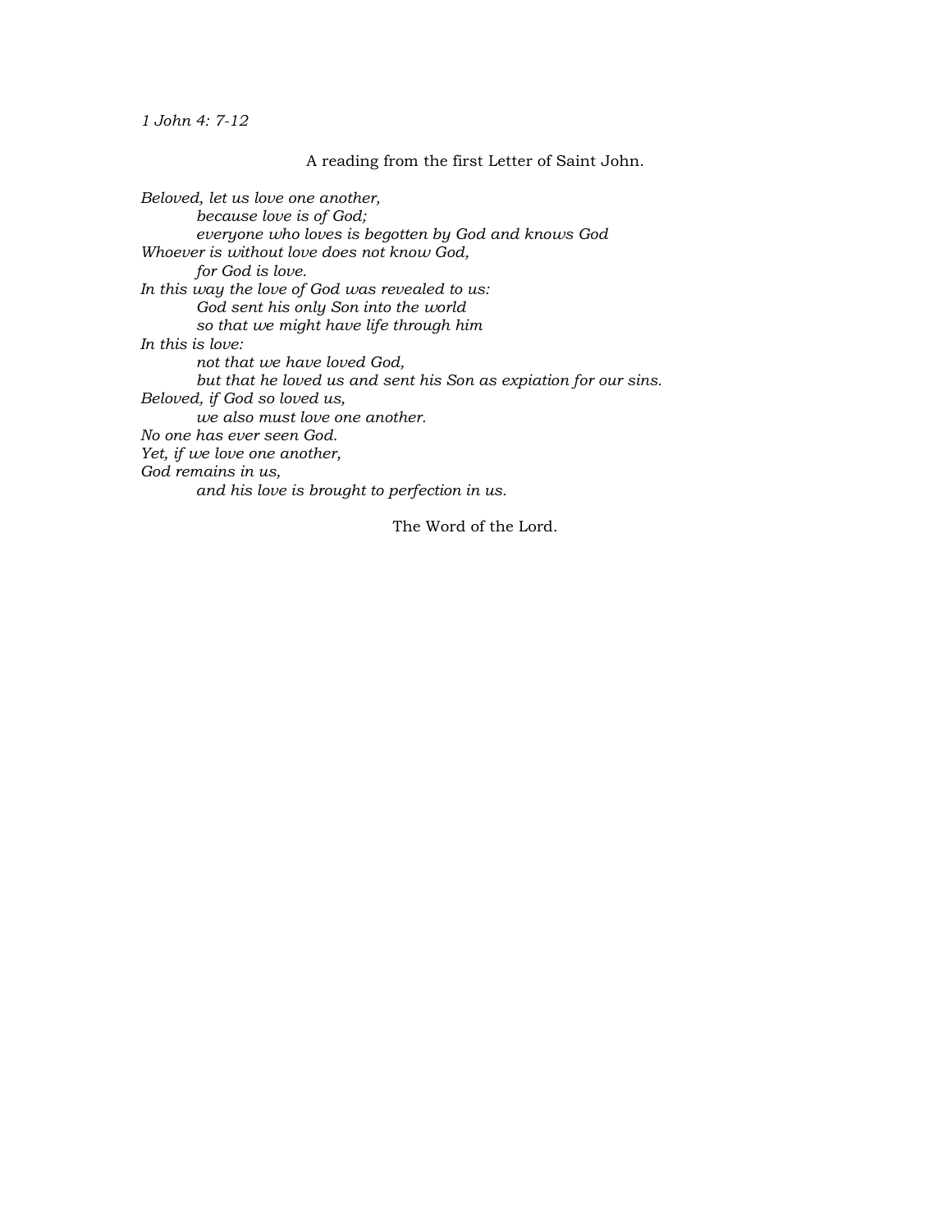*1 John 4: 7-12*

A reading from the first Letter of Saint John.

*Beloved, let us love one another,*
*because love is of God;*
*everyone who loves is begotten by God and knows God*
*Whoever is without love does not know God,*
*for God is love.*
*In this way the love of God was revealed to us:*
*God sent his only Son into the world*
*so that we might have life through him*
*In this is love:*
*not that we have loved God,*
*but that he loved us and sent his Son as expiation for our sins.*
*Beloved, if God so loved us,*
*we also must love one another.*
*No one has ever seen God.*
*Yet, if we love one another,*
*God remains in us,*
*and his love is brought to perfection in us.*

The Word of the Lord.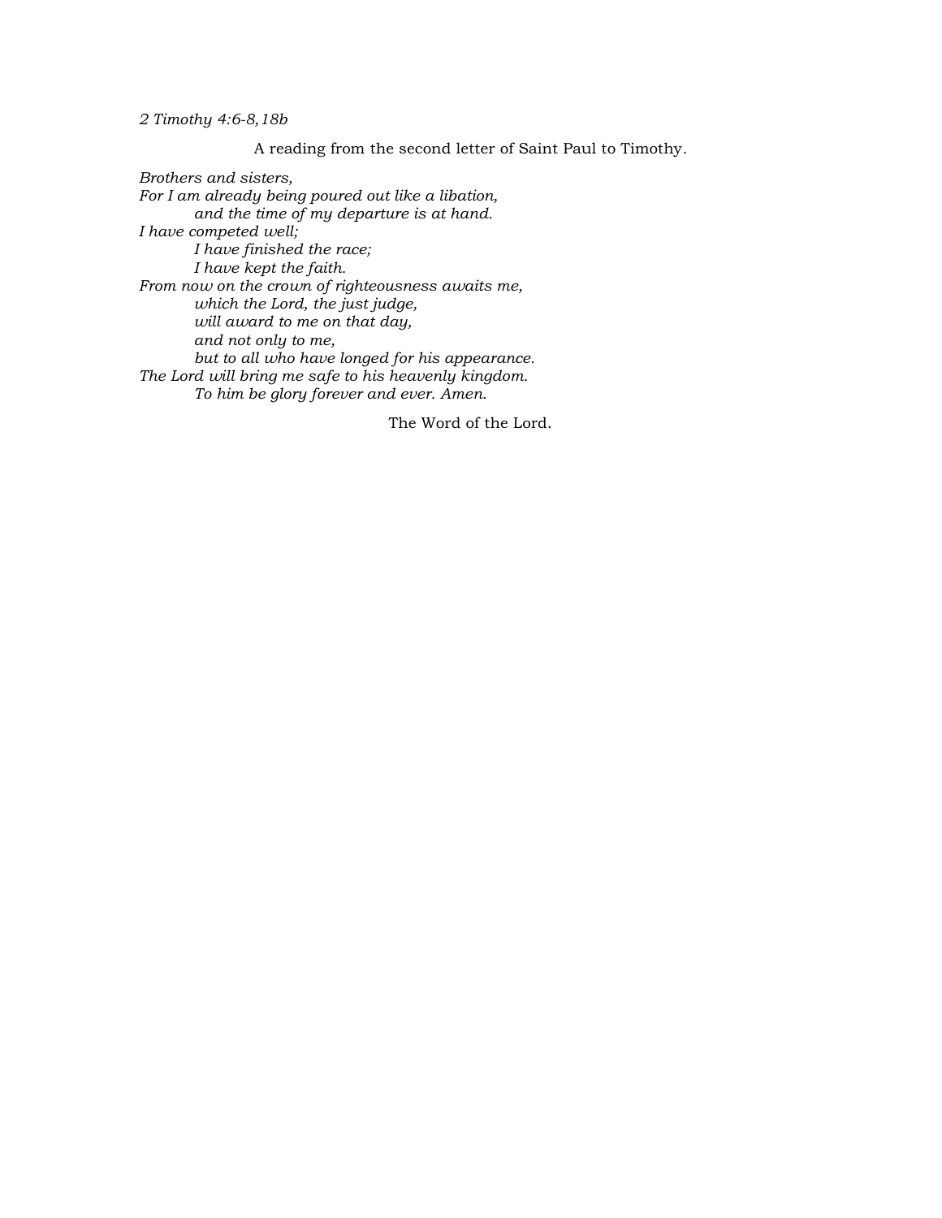*2 Timothy 4:6-8,18b*

A reading from the second letter of Saint Paul to Timothy.

*Brothers and sisters,*
*For I am already being poured out like a libation,*
    *and the time of my departure is at hand.*
*I have competed well;*
    *I have finished the race;*
    *I have kept the faith.*
*From now on the crown of righteousness awaits me,*
    *which the Lord, the just judge,*
    *will award to me on that day,*
    *and not only to me,*
    *but to all who have longed for his appearance.*
*The Lord will bring me safe to his heavenly kingdom.*
    *To him be glory forever and ever. Amen.*

The Word of the Lord.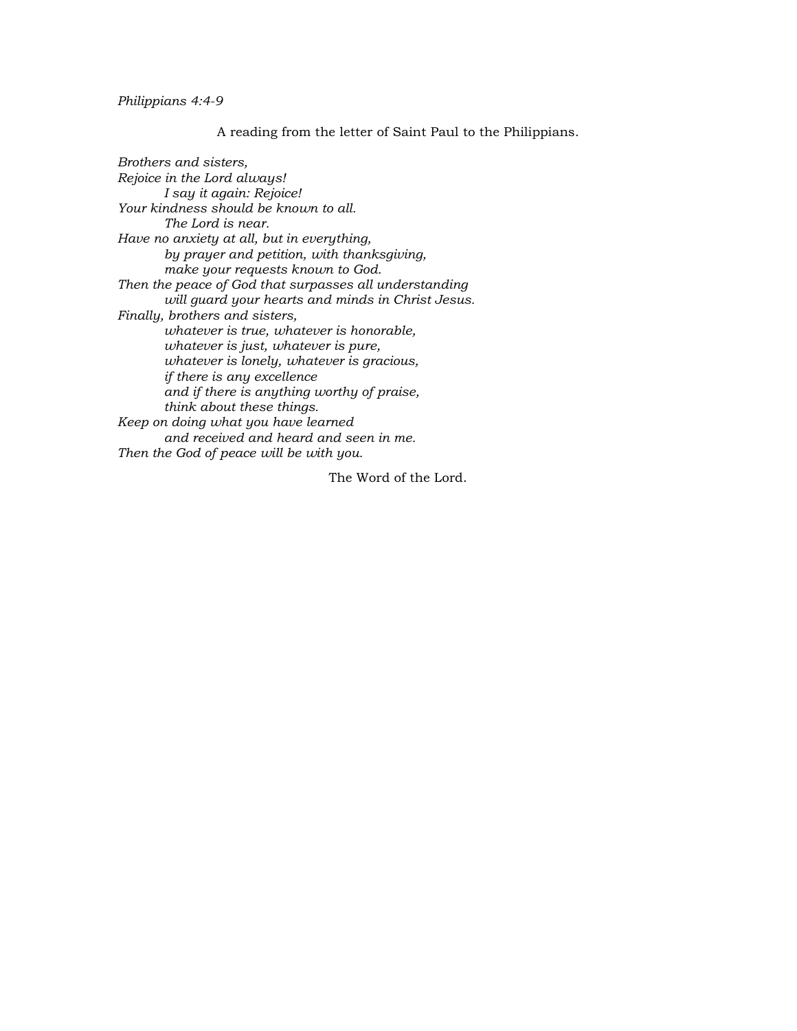*Philippians 4:4-9*

A reading from the letter of Saint Paul to the Philippians.

*Brothers and sisters,*
*Rejoice in the Lord always!*
    *I say it again: Rejoice!*
*Your kindness should be known to all.*
    *The Lord is near.*
*Have no anxiety at all, but in everything,*
    *by prayer and petition, with thanksgiving,*
    *make your requests known to God.*
*Then the peace of God that surpasses all understanding*
    *will guard your hearts and minds in Christ Jesus.*
*Finally, brothers and sisters,*
    *whatever is true, whatever is honorable,*
    *whatever is just, whatever is pure,*
    *whatever is lonely, whatever is gracious,*
    *if there is any excellence*
    *and if there is anything worthy of praise,*
    *think about these things.*
*Keep on doing what you have learned*
    *and received and heard and seen in me.*
*Then the God of peace will be with you.*

The Word of the Lord.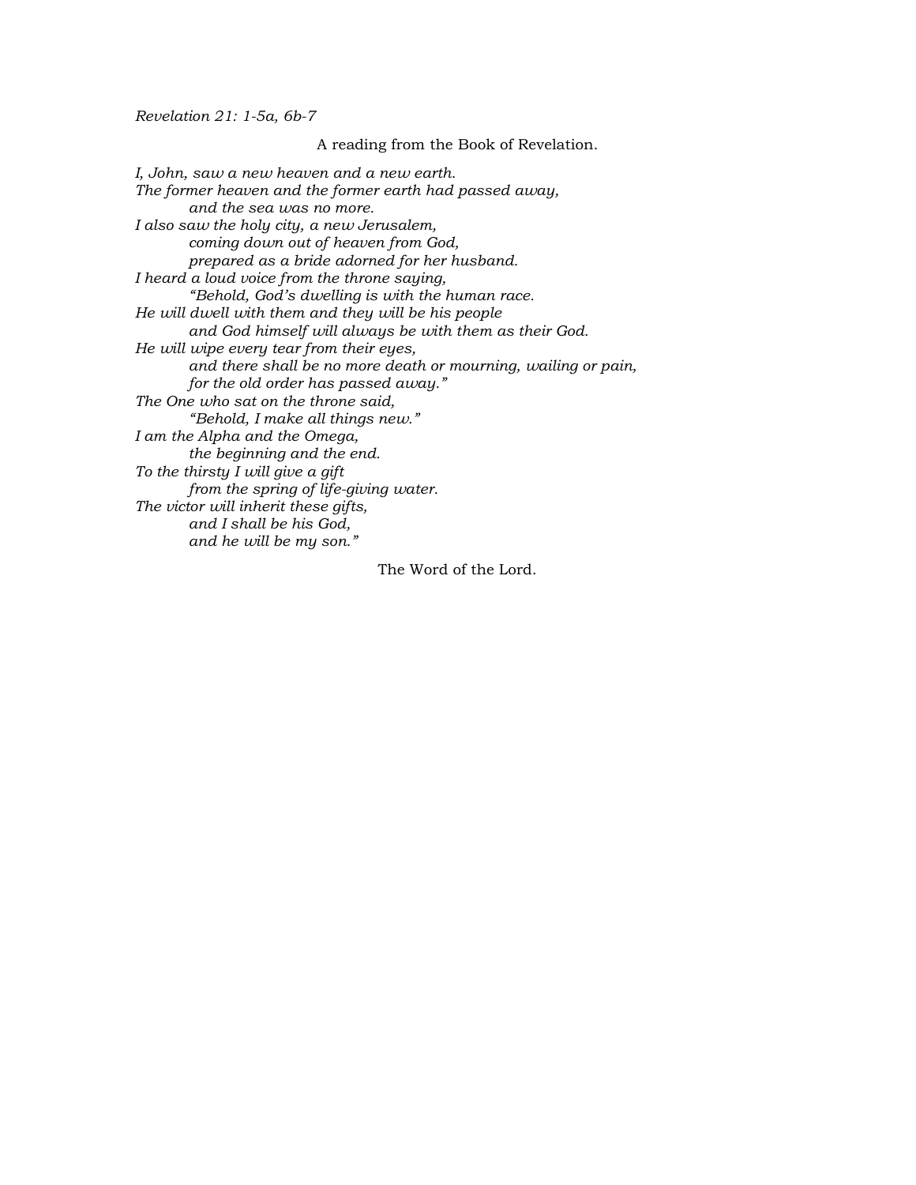*Revelation 21: 1-5a, 6b-7*

A reading from the Book of Revelation.

*I, John, saw a new heaven and a new earth.*
*The former heaven and the former earth had passed away,*
*and the sea was no more.*
*I also saw the holy city, a new Jerusalem,*
*coming down out of heaven from God,*
*prepared as a bride adorned for her husband.*
*I heard a loud voice from the throne saying,*
*"Behold, God's dwelling is with the human race.*
*He will dwell with them and they will be his people*
*and God himself will always be with them as their God.*
*He will wipe every tear from their eyes,*
*and there shall be no more death or mourning, wailing or pain,*
*for the old order has passed away."*
*The One who sat on the throne said,*
*"Behold, I make all things new."*
*I am the Alpha and the Omega,*
*the beginning and the end.*
*To the thirsty I will give a gift*
*from the spring of life-giving water.*
*The victor will inherit these gifts,*
*and I shall be his God,*
*and he will be my son."*

The Word of the Lord.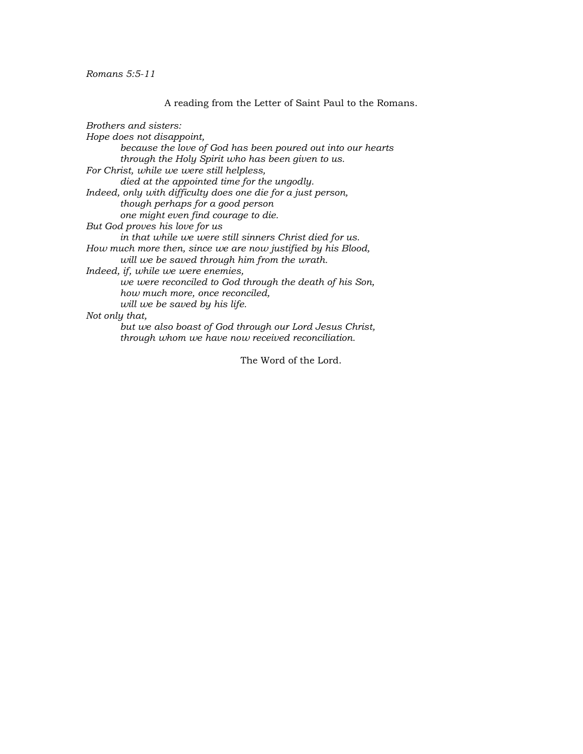*Romans 5:5-11*

A reading from the Letter of Saint Paul to the Romans.

*Brothers and sisters:*
*Hope does not disappoint,*
*because the love of God has been poured out into our hearts*
*through the Holy Spirit who has been given to us.*
*For Christ, while we were still helpless,*
*died at the appointed time for the ungodly.*
*Indeed, only with difficulty does one die for a just person,*
*though perhaps for a good person*
*one might even find courage to die.*
*But God proves his love for us*
*in that while we were still sinners Christ died for us.*
*How much more then, since we are now justified by his Blood,*
*will we be saved through him from the wrath.*
*Indeed, if, while we were enemies,*
*we were reconciled to God through the death of his Son,*
*how much more, once reconciled,*
*will we be saved by his life.*
*Not only that,*
*but we also boast of God through our Lord Jesus Christ,*
*through whom we have now received reconciliation.*

The Word of the Lord.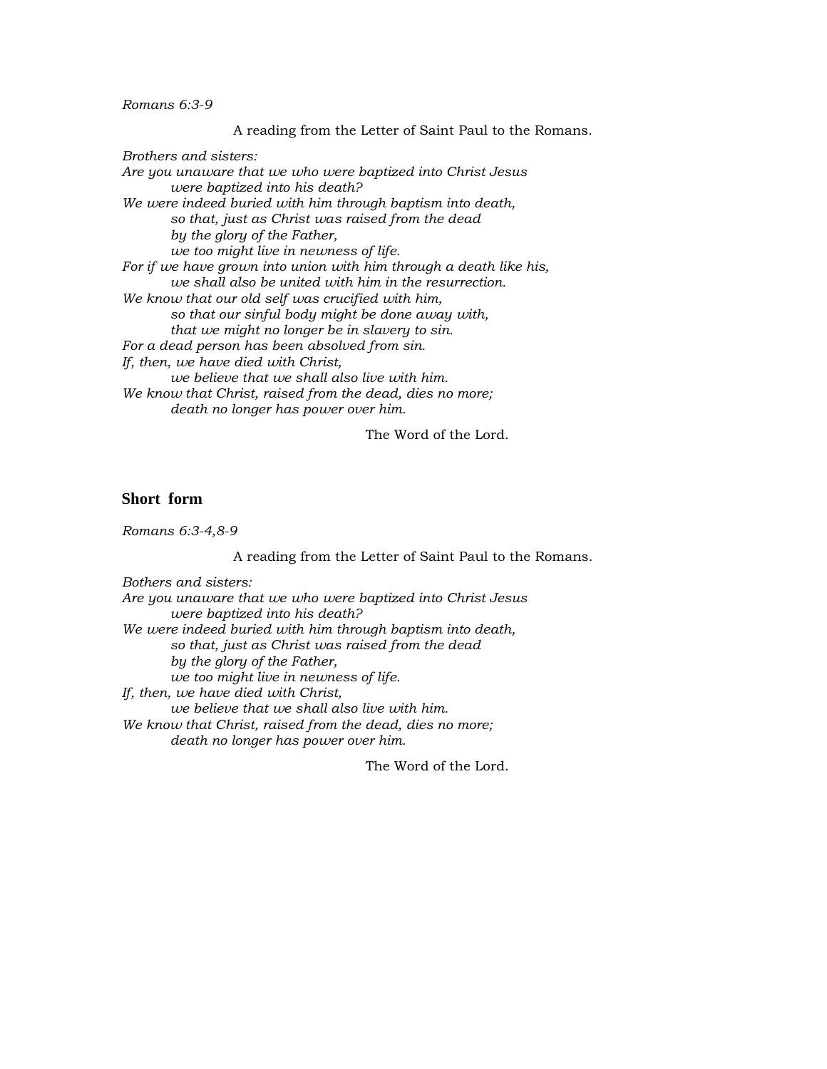*Romans 6:3-9*

A reading from the Letter of Saint Paul to the Romans.

*Brothers and sisters:*
*Are you unaware that we who were baptized into Christ Jesus*
*were baptized into his death?*
*We were indeed buried with him through baptism into death,*
*so that, just as Christ was raised from the dead*
*by the glory of the Father,*
*we too might live in newness of life.*
*For if we have grown into union with him through a death like his,*
*we shall also be united with him in the resurrection.*
*We know that our old self was crucified with him,*
*so that our sinful body might be done away with,*
*that we might no longer be in slavery to sin.*
*For a dead person has been absolved from sin.*
*If, then, we have died with Christ,*
*we believe that we shall also live with him.*
*We know that Christ, raised from the dead, dies no more;*
*death no longer has power over him.*

The Word of the Lord.

## Short form

*Romans 6:3-4,8-9*

A reading from the Letter of Saint Paul to the Romans.

*Bothers and sisters:*
*Are you unaware that we who were baptized into Christ Jesus*
*were baptized into his death?*
*We were indeed buried with him through baptism into death,*
*so that, just as Christ was raised from the dead*
*by the glory of the Father,*
*we too might live in newness of life.*
*If, then, we have died with Christ,*
*we believe that we shall also live with him.*
*We know that Christ, raised from the dead, dies no more;*
*death no longer has power over him.*

The Word of the Lord.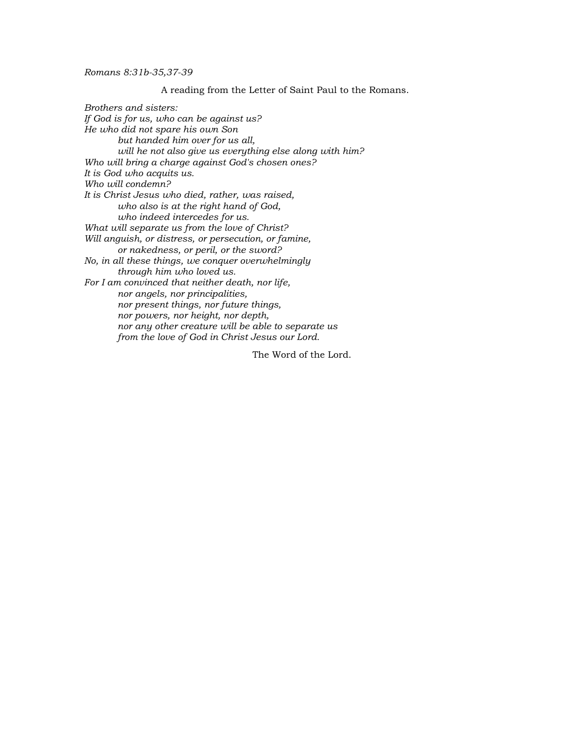*Romans 8:31b-35,37-39*

A reading from the Letter of Saint Paul to the Romans.

*Brothers and sisters:*
*If God is for us, who can be against us?*
*He who did not spare his own Son*
*but handed him over for us all,*
*will he not also give us everything else along with him?*
*Who will bring a charge against God's chosen ones?*
*It is God who acquits us.*
*Who will condemn?*
*It is Christ Jesus who died, rather, was raised,*
*who also is at the right hand of God,*
*who indeed intercedes for us.*
*What will separate us from the love of Christ?*
*Will anguish, or distress, or persecution, or famine,*
*or nakedness, or peril, or the sword?*
*No, in all these things, we conquer overwhelmingly*
*through him who loved us.*
*For I am convinced that neither death, nor life,*
*nor angels, nor principalities,*
*nor present things, nor future things,*
*nor powers, nor height, nor depth,*
*nor any other creature will be able to separate us*
*from the love of God in Christ Jesus our Lord.*

The Word of the Lord.